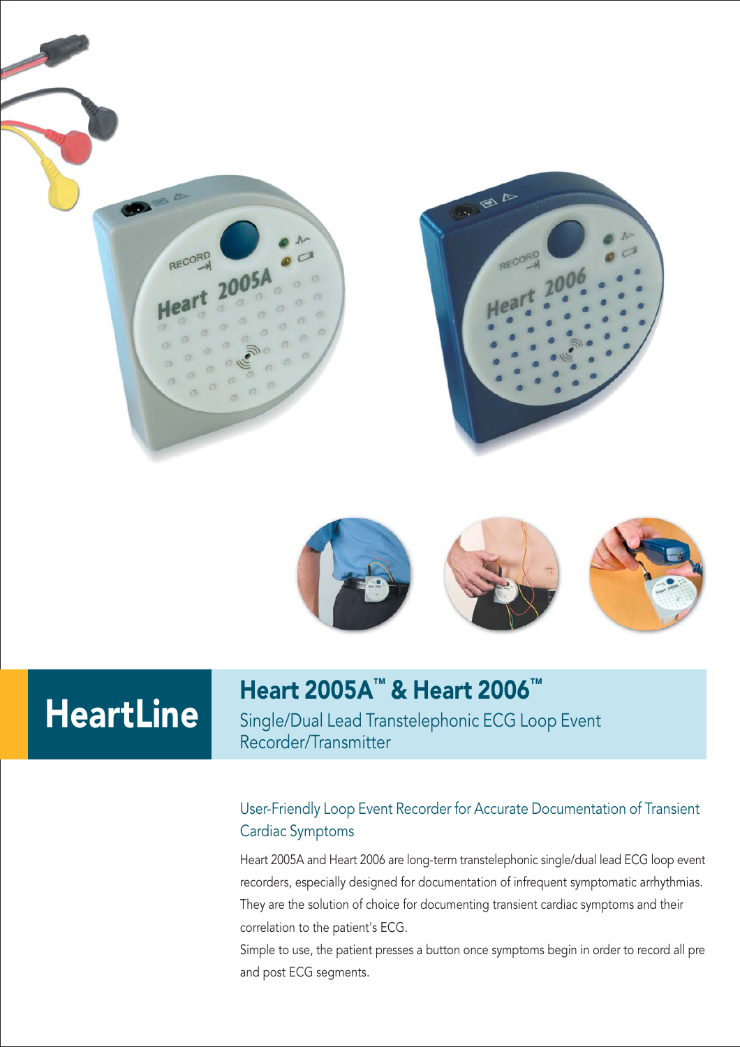HeartLine

# Heart 2005A™ & Heart 2006™

Single/Dual Lead Transtelephonic ECG Loop Event Recorder/Transmitter

## User-Friendly Loop Event Recorder for Accurate Documentation of Transient Cardiac Symptoms

Heart 2005A and Heart 2006 are long-term transtelephonic single/dual lead ECG loop event recorders, especially designed for documentation of infrequent symptomatic arrhythmias. They are the solution of choice for documenting transient cardiac symptoms and their correlation to the patient's ECG.

Simple to use, the patient presses a button once symptoms begin in order to record all pre and post ECG segments.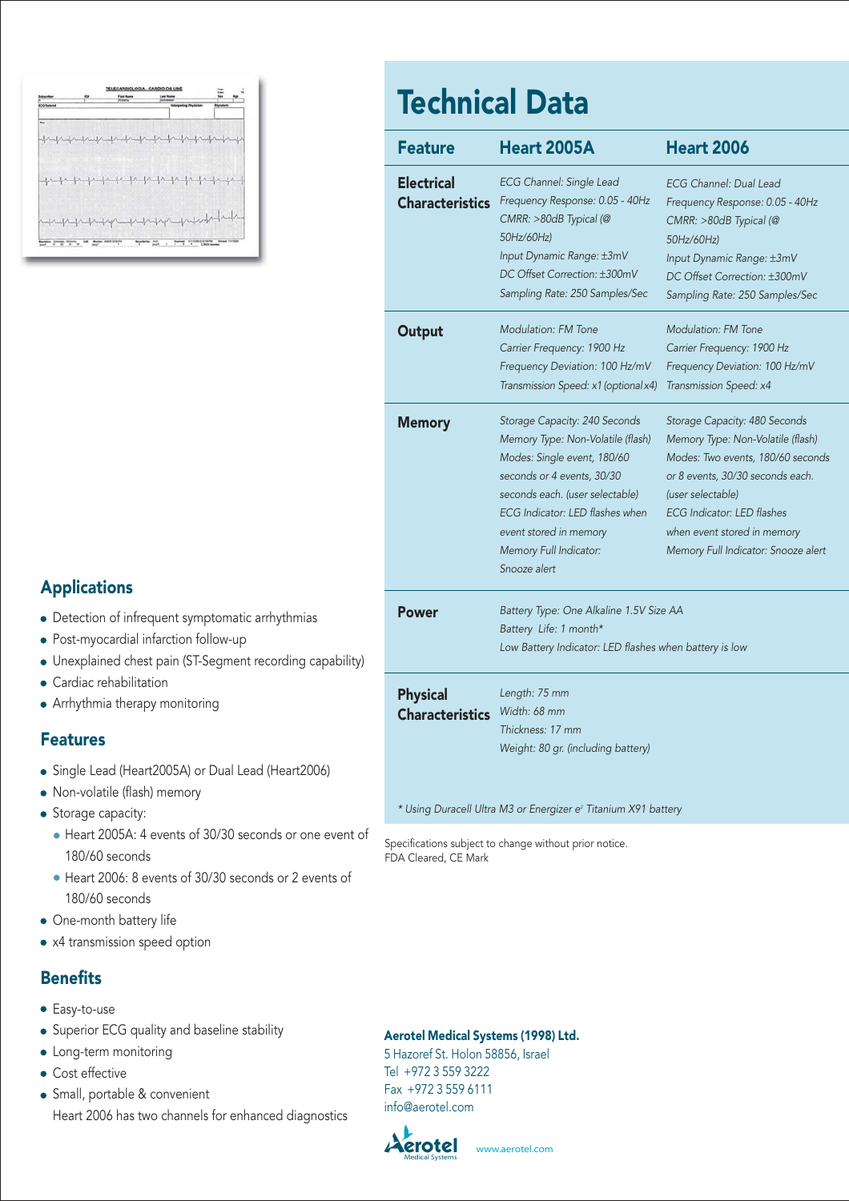## Applications

- Detection of infrequent symptomatic arrhythmias
- Post-myocardial infarction follow-up
- Unexplained chest pain (ST-Segment recording capability)
- Cardiac rehabilitation
- Arrhythmia therapy monitoring

## Features

- Single Lead (Heart2005A) or Dual Lead (Heart2006)
- Non-volatile (flash) memory
- Storage capacity:
  - Heart 2005A: 4 events of 30/30 seconds or one event of 180/60 seconds
  - Heart 2006: 8 events of 30/30 seconds or 2 events of 180/60 seconds
- One-month battery life
- x4 transmission speed option

## Benefits

- Easy-to-use
- Superior ECG quality and baseline stability
- Long-term monitoring
- Cost effective
- Small, portable & convenient

  Heart 2006 has two channels for enhanced diagnostics

# Technical Data

| Feature | Heart 2005A | Heart 2006 |
|---|---|---|
| **Electrical Characteristics** | *ECG Channel: Single Lead*<br>*Frequency Response: 0.05 - 40Hz*<br>*CMRR: >80dB Typical (@ 50Hz/60Hz)*<br>*Input Dynamic Range: ±3mV*<br>*DC Offset Correction: ±300mV*<br>*Sampling Rate: 250 Samples/Sec* | *ECG Channel: Dual Lead*<br>*Frequency Response: 0.05 - 40Hz*<br>*CMRR: >80dB Typical (@ 50Hz/60Hz)*<br>*Input Dynamic Range: ±3mV*<br>*DC Offset Correction: ±300mV*<br>*Sampling Rate: 250 Samples/Sec* |
| **Output** | *Modulation: FM Tone*<br>*Carrier Frequency: 1900 Hz*<br>*Frequency Deviation: 100 Hz/mV*<br>*Transmission Speed: x1 (optional x4)* | *Modulation: FM Tone*<br>*Carrier Frequency: 1900 Hz*<br>*Frequency Deviation: 100 Hz/mV*<br>*Transmission Speed: x4* |
| **Memory** | *Storage Capacity: 240 Seconds*<br>*Memory Type: Non-Volatile (flash)*<br>*Modes: Single event, 180/60 seconds or 4 events, 30/30 seconds each. (user selectable)*<br>*ECG Indicator: LED flashes when event stored in memory*<br>*Memory Full Indicator: Snooze alert* | *Storage Capacity: 480 Seconds*<br>*Memory Type: Non-Volatile (flash)*<br>*Modes: Two events, 180/60 seconds or 8 events, 30/30 seconds each. (user selectable)*<br>*ECG Indicator: LED flashes when event stored in memory*<br>*Memory Full Indicator: Snooze alert* |
| **Power** | *Battery Type: One Alkaline 1.5V Size AA*<br>*Battery Life: 1 month\**<br>*Low Battery Indicator: LED flashes when battery is low* | |
| **Physical Characteristics** | *Length: 75 mm*<br>*Width: 68 mm*<br>*Thickness: 17 mm*<br>*Weight: 80 gr. (including battery)* | |

*\* Using Duracell Ultra M3 or Energizer e² Titanium X91 battery*

Specifications subject to change without prior notice.
FDA Cleared, CE Mark

**Aerotel Medical Systems (1998) Ltd.**
5 Hazoref St. Holon 58856, Israel
Tel +972 3 559 3222
Fax +972 3 559 6111
info@aerotel.com

Aerotel Medical Systems
www.aerotel.com